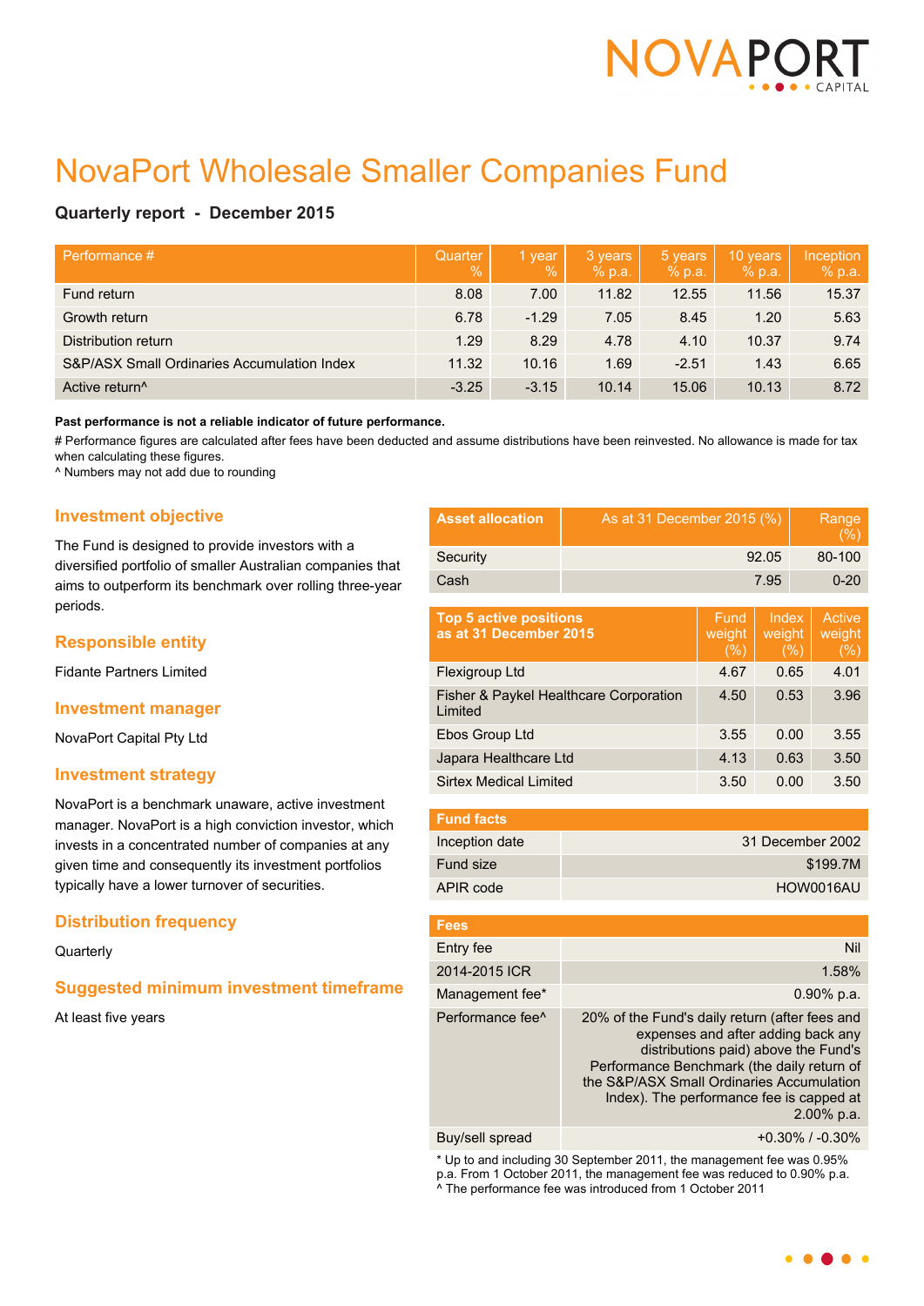# NovaPort Wholesale Smaller Companies Fund

**Quarterly report - December 2015**

| Performance # | Quarter % | 1 year % | 3 years % p.a. | 5 years % p.a. | 10 years % p.a. | Inception % p.a. |
|---|---|---|---|---|---|---|
| Fund return | 8.08 | 7.00 | 11.82 | 12.55 | 11.56 | 15.37 |
| Growth return | 6.78 | -1.29 | 7.05 | 8.45 | 1.20 | 5.63 |
| Distribution return | 1.29 | 8.29 | 4.78 | 4.10 | 10.37 | 9.74 |
| S&P/ASX Small Ordinaries Accumulation Index | 11.32 | 10.16 | 1.69 | -2.51 | 1.43 | 6.65 |
| Active return^ | -3.25 | -3.15 | 10.14 | 15.06 | 10.13 | 8.72 |

**Past performance is not a reliable indicator of future performance.**

# Performance figures are calculated after fees have been deducted and assume distributions have been reinvested. No allowance is made for tax when calculating these figures.

^ Numbers may not add due to rounding

## Investment objective

The Fund is designed to provide investors with a diversified portfolio of smaller Australian companies that aims to outperform its benchmark over rolling three-year periods.

## Responsible entity

Fidante Partners Limited

## Investment manager

NovaPort Capital Pty Ltd

## Investment strategy

NovaPort is a benchmark unaware, active investment manager. NovaPort is a high conviction investor, which invests in a concentrated number of companies at any given time and consequently its investment portfolios typically have a lower turnover of securities.

## Distribution frequency

Quarterly

## Suggested minimum investment timeframe

At least five years

| Asset allocation | As at 31 December 2015 (%) | Range (%) |
|---|---|---|
| Security | 92.05 | 80-100 |
| Cash | 7.95 | 0-20 |

| Top 5 active positions as at 31 December 2015 | Fund weight (%) | Index weight (%) | Active weight (%) |
|---|---|---|---|
| Flexigroup Ltd | 4.67 | 0.65 | 4.01 |
| Fisher & Paykel Healthcare Corporation Limited | 4.50 | 0.53 | 3.96 |
| Ebos Group Ltd | 3.55 | 0.00 | 3.55 |
| Japara Healthcare Ltd | 4.13 | 0.63 | 3.50 |
| Sirtex Medical Limited | 3.50 | 0.00 | 3.50 |

| Fund facts | |
|---|---|
| Inception date | 31 December 2002 |
| Fund size | $199.7M |
| APIR code | HOW0016AU |

| Fees | |
|---|---|
| Entry fee | Nil |
| 2014-2015 ICR | 1.58% |
| Management fee* | 0.90% p.a. |
| Performance fee^ | 20% of the Fund's daily return (after fees and expenses and after adding back any distributions paid) above the Fund's Performance Benchmark (the daily return of the S&P/ASX Small Ordinaries Accumulation Index). The performance fee is capped at 2.00% p.a. |
| Buy/sell spread | +0.30% / -0.30% |

* Up to and including 30 September 2011, the management fee was 0.95% p.a. From 1 October 2011, the management fee was reduced to 0.90% p.a.

^ The performance fee was introduced from 1 October 2011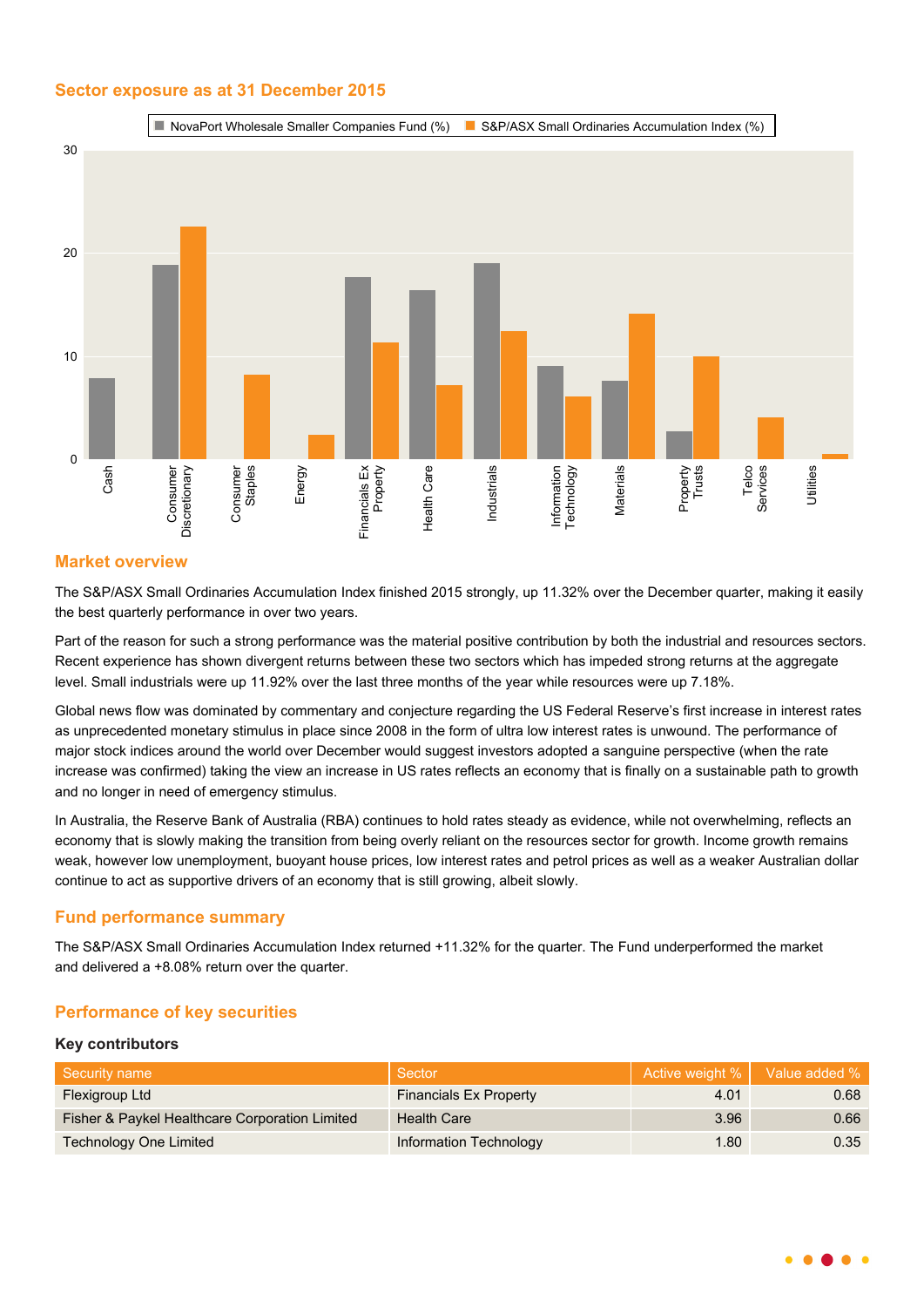## Sector exposure as at 31 December 2015

NovaPort Wholesale Smaller Companies Fund (%) | S&P/ASX Small Ordinaries Accumulation Index (%)

## Market overview

The S&P/ASX Small Ordinaries Accumulation Index finished 2015 strongly, up 11.32% over the December quarter, making it easily the best quarterly performance in over two years.

Part of the reason for such a strong performance was the material positive contribution by both the industrial and resources sectors. Recent experience has shown divergent returns between these two sectors which has impeded strong returns at the aggregate level. Small industrials were up 11.92% over the last three months of the year while resources were up 7.18%.

Global news flow was dominated by commentary and conjecture regarding the US Federal Reserve's first increase in interest rates as unprecedented monetary stimulus in place since 2008 in the form of ultra low interest rates is unwound. The performance of major stock indices around the world over December would suggest investors adopted a sanguine perspective (when the rate increase was confirmed) taking the view an increase in US rates reflects an economy that is finally on a sustainable path to growth and no longer in need of emergency stimulus.

In Australia, the Reserve Bank of Australia (RBA) continues to hold rates steady as evidence, while not overwhelming, reflects an economy that is slowly making the transition from being overly reliant on the resources sector for growth. Income growth remains weak, however low unemployment, buoyant house prices, low interest rates and petrol prices as well as a weaker Australian dollar continue to act as supportive drivers of an economy that is still growing, albeit slowly.

## Fund performance summary

The S&P/ASX Small Ordinaries Accumulation Index returned +11.32% for the quarter. The Fund underperformed the market and delivered a +8.08% return over the quarter.

## Performance of key securities

### Key contributors

| Security name | Sector | Active weight % | Value added % |
|---|---|---|---|
| Flexigroup Ltd | Financials Ex Property | 4.01 | 0.68 |
| Fisher & Paykel Healthcare Corporation Limited | Health Care | 3.96 | 0.66 |
| Technology One Limited | Information Technology | 1.80 | 0.35 |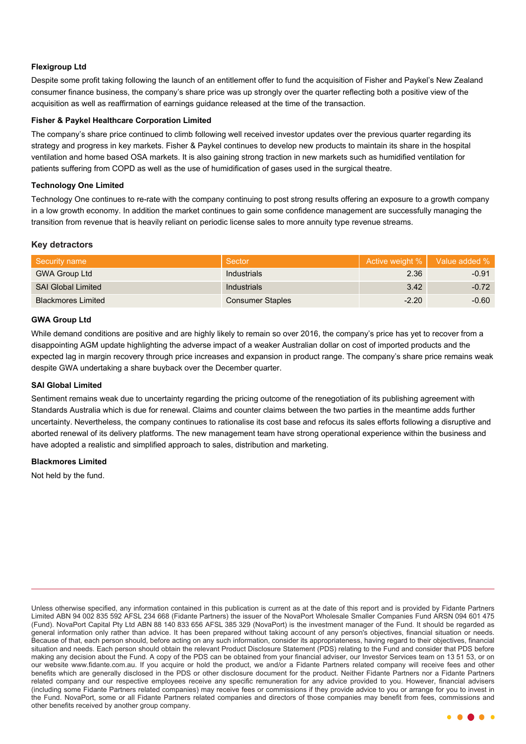**Flexigroup Ltd**

Despite some profit taking following the launch of an entitlement offer to fund the acquisition of Fisher and Paykel's New Zealand consumer finance business, the company's share price was up strongly over the quarter reflecting both a positive view of the acquisition as well as reaffirmation of earnings guidance released at the time of the transaction.

**Fisher & Paykel Healthcare Corporation Limited**

The company's share price continued to climb following well received investor updates over the previous quarter regarding its strategy and progress in key markets. Fisher & Paykel continues to develop new products to maintain its share in the hospital ventilation and home based OSA markets. It is also gaining strong traction in new markets such as humidified ventilation for patients suffering from COPD as well as the use of humidification of gases used in the surgical theatre.

**Technology One Limited**

Technology One continues to re-rate with the company continuing to post strong results offering an exposure to a growth company in a low growth economy. In addition the market continues to gain some confidence management are successfully managing the transition from revenue that is heavily reliant on periodic license sales to more annuity type revenue streams.

### Key detractors

| Security name | Sector | Active weight % | Value added % |
|---|---|---|---|
| GWA Group Ltd | Industrials | 2.36 | -0.91 |
| SAI Global Limited | Industrials | 3.42 | -0.72 |
| Blackmores Limited | Consumer Staples | -2.20 | -0.60 |

**GWA Group Ltd**

While demand conditions are positive and are highly likely to remain so over 2016, the company's price has yet to recover from a disappointing AGM update highlighting the adverse impact of a weaker Australian dollar on cost of imported products and the expected lag in margin recovery through price increases and expansion in product range. The company's share price remains weak despite GWA undertaking a share buyback over the December quarter.

**SAI Global Limited**

Sentiment remains weak due to uncertainty regarding the pricing outcome of the renegotiation of its publishing agreement with Standards Australia which is due for renewal. Claims and counter claims between the two parties in the meantime adds further uncertainty. Nevertheless, the company continues to rationalise its cost base and refocus its sales efforts following a disruptive and aborted renewal of its delivery platforms. The new management team have strong operational experience within the business and have adopted a realistic and simplified approach to sales, distribution and marketing.

**Blackmores Limited**

Not held by the fund.

---

Unless otherwise specified, any information contained in this publication is current as at the date of this report and is provided by Fidante Partners Limited ABN 94 002 835 592 AFSL 234 668 (Fidante Partners) the issuer of the NovaPort Wholesale Smaller Companies Fund ARSN 094 601 475 (Fund). NovaPort Capital Pty Ltd ABN 88 140 833 656 AFSL 385 329 (NovaPort) is the investment manager of the Fund. It should be regarded as general information only rather than advice. It has been prepared without taking account of any person's objectives, financial situation or needs. Because of that, each person should, before acting on any such information, consider its appropriateness, having regard to their objectives, financial situation and needs. Each person should obtain the relevant Product Disclosure Statement (PDS) relating to the Fund and consider that PDS before making any decision about the Fund. A copy of the PDS can be obtained from your financial adviser, our Investor Services team on 13 51 53, or on our website www.fidante.com.au. If you acquire or hold the product, we and/or a Fidante Partners related company will receive fees and other benefits which are generally disclosed in the PDS or other disclosure document for the product. Neither Fidante Partners nor a Fidante Partners related company and our respective employees receive any specific remuneration for any advice provided to you. However, financial advisers (including some Fidante Partners related companies) may receive fees or commissions if they provide advice to you or arrange for you to invest in the Fund. NovaPort, some or all Fidante Partners related companies and directors of those companies may benefit from fees, commissions and other benefits received by another group company.